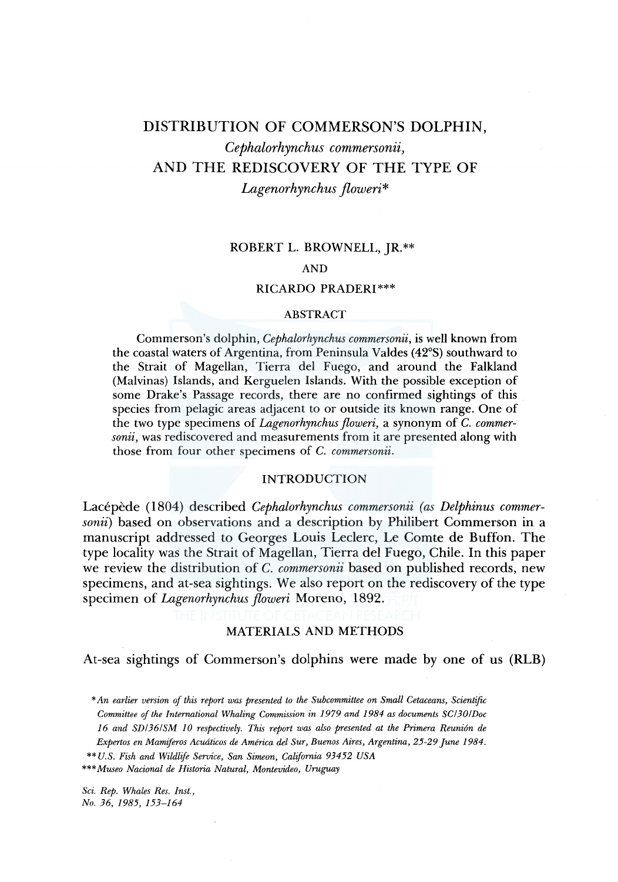# DISTRIBUTION OF COMMERSON'S DOLPHIN, *Cephalorhynchus commersonii*, AND THE REDISCOVERY OF THE TYPE OF *Lagenorhynchus floweri**

ROBERT L. BROWNELL, JR.**

AND

RICARDO PRADERI***

## ABSTRACT

Commerson's dolphin, *Cephalorhynchus commersonii*, is well known from the coastal waters of Argentina, from Peninsula Valdes (42°S) southward to the Strait of Magellan, Tierra del Fuego, and around the Falkland (Malvinas) Islands, and Kerguelen Islands. With the possible exception of some Drake's Passage records, there are no confirmed sightings of this species from pelagic areas adjacent to or outside its known range. One of the two type specimens of *Lagenorhynchus floweri*, a synonym of *C. commersonii*, was rediscovered and measurements from it are presented along with those from four other specimens of *C. commersonii*.

## INTRODUCTION

Lacépède (1804) described *Cephalorhynchus commersonii (as Delphinus commersonii)* based on observations and a description by Philibert Commerson in a manuscript addressed to Georges Louis Leclerc, Le Comte de Buffon. The type locality was the Strait of Magellan, Tierra del Fuego, Chile. In this paper we review the distribution of *C. commersonii* based on published records, new specimens, and at-sea sightings. We also report on the rediscovery of the type specimen of *Lagenorhynchus floweri* Moreno, 1892.

## MATERIALS AND METHODS

At-sea sightings of Commerson's dolphins were made by one of us (RLB)

---

*\*An earlier version of this report was presented to the Subcommittee on Small Cetaceans, Scientific Committee of the International Whaling Commission in 1979 and 1984 as documents SC/30/Doc 16 and SD/36/SM 10 respectively. This report was also presented at the Primera Reunión de Expertos en Mamíferos Acuáticos de América del Sur, Buenos Aires, Argentina, 25-29 June 1984.*

*\*\*U.S. Fish and Wildlife Service, San Simeon, California 93452 USA*

*\*\*\*Museo Nacional de Historia Natural, Montevideo, Uruguay*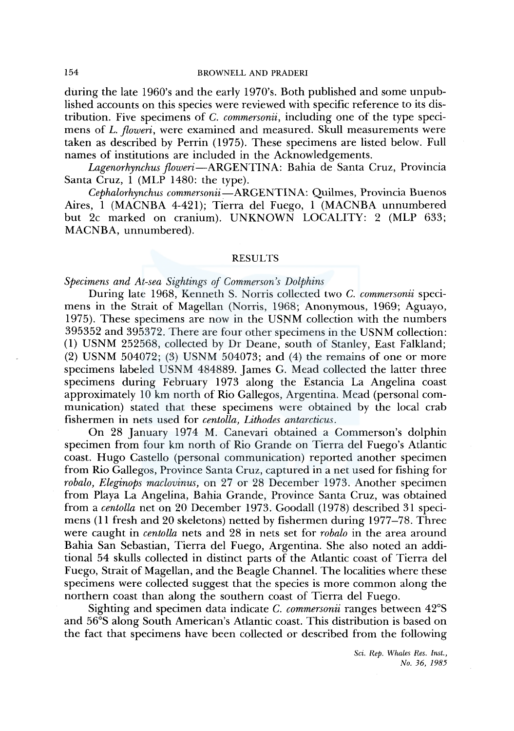during the late 1960's and the early 1970's. Both published and some unpublished accounts on this species were reviewed with specific reference to its distribution. Five specimens of *C. commersonii*, including one of the type specimens of *L. floweri*, were examined and measured. Skull measurements were taken as described by Perrin (1975). These specimens are listed below. Full names of institutions are included in the Acknowledgements.

*Lagenorhynchus floweri*—ARGENTINA: Bahia de Santa Cruz, Provincia Santa Cruz, 1 (MLP 1480: the type).

*Cephalorhynchus commersonii*—ARGENTINA: Quilmes, Provincia Buenos Aires, 1 (MACNBA 4-421); Tierra del Fuego, 1 (MACNBA unnumbered but 2c marked on cranium). UNKNOWN LOCALITY: 2 (MLP 633; MACNBA, unnumbered).

## RESULTS

### *Specimens and At-sea Sightings of Commerson's Dolphins*

During late 1968, Kenneth S. Norris collected two *C. commersonii* specimens in the Strait of Magellan (Norris, 1968; Anonymous, 1969; Aguayo, 1975). These specimens are now in the USNM collection with the numbers 395352 and 395372. There are four other specimens in the USNM collection: (1) USNM 252568, collected by Dr Deane, south of Stanley, East Falkland; (2) USNM 504072; (3) USNM 504073; and (4) the remains of one or more specimens labeled USNM 484889. James G. Mead collected the latter three specimens during February 1973 along the Estancia La Angelina coast approximately 10 km north of Rio Gallegos, Argentina. Mead (personal communication) stated that these specimens were obtained by the local crab fishermen in nets used for *centolla, Lithodes antarcticus*.

On 28 January 1974 M. Canevari obtained a Commerson's dolphin specimen from four km north of Rio Grande on Tierra del Fuego's Atlantic coast. Hugo Castello (personal communication) reported another specimen from Rio Gallegos, Province Santa Cruz, captured in a net used for fishing for *robalo, Eleginops maclovinus*, on 27 or 28 December 1973. Another specimen from Playa La Angelina, Bahia Grande, Province Santa Cruz, was obtained from a *centolla* net on 20 December 1973. Goodall (1978) described 31 specimens (11 fresh and 20 skeletons) netted by fishermen during 1977–78. Three were caught in *centolla* nets and 28 in nets set for *robalo* in the area around Bahia San Sebastian, Tierra del Fuego, Argentina. She also noted an additional 54 skulls collected in distinct parts of the Atlantic coast of Tierra del Fuego, Strait of Magellan, and the Beagle Channel. The localities where these specimens were collected suggest that the species is more common along the northern coast than along the southern coast of Tierra del Fuego.

Sighting and specimen data indicate *C. commersonii* ranges between 42°S and 56°S along South American's Atlantic coast. This distribution is based on the fact that specimens have been collected or described from the following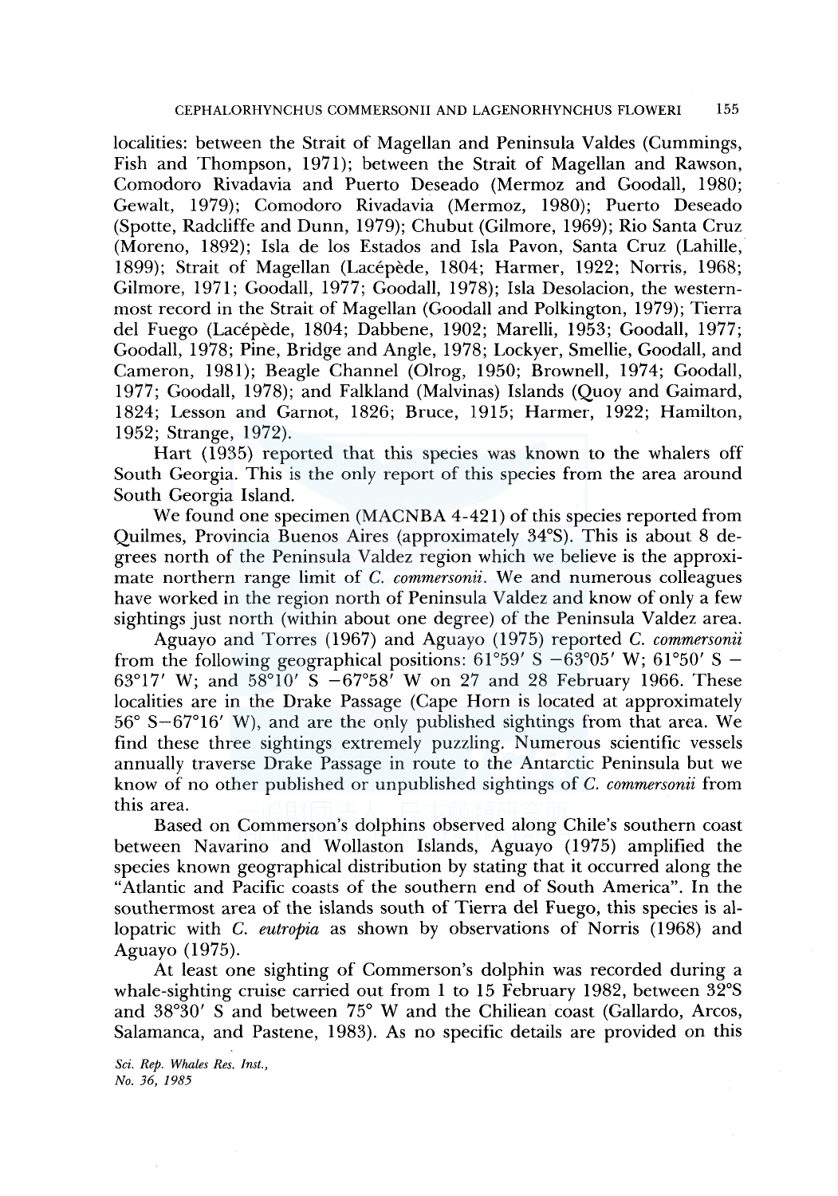localities: between the Strait of Magellan and Peninsula Valdes (Cummings, Fish and Thompson, 1971); between the Strait of Magellan and Rawson, Comodoro Rivadavia and Puerto Deseado (Mermoz and Goodall, 1980; Gewalt, 1979); Comodoro Rivadavia (Mermoz, 1980); Puerto Deseado (Spotte, Radcliffe and Dunn, 1979); Chubut (Gilmore, 1969); Rio Santa Cruz (Moreno, 1892); Isla de los Estados and Isla Pavon, Santa Cruz (Lahille, 1899); Strait of Magellan (Lacépède, 1804; Harmer, 1922; Norris, 1968; Gilmore, 1971; Goodall, 1977; Goodall, 1978); Isla Desolacion, the westernmost record in the Strait of Magellan (Goodall and Polkington, 1979); Tierra del Fuego (Lacépède, 1804; Dabbene, 1902; Marelli, 1953; Goodall, 1977; Goodall, 1978; Pine, Bridge and Angle, 1978; Lockyer, Smellie, Goodall, and Cameron, 1981); Beagle Channel (Olrog, 1950; Brownell, 1974; Goodall, 1977; Goodall, 1978); and Falkland (Malvinas) Islands (Quoy and Gaimard, 1824; Lesson and Garnot, 1826; Bruce, 1915; Harmer, 1922; Hamilton, 1952; Strange, 1972).

Hart (1935) reported that this species was known to the whalers off South Georgia. This is the only report of this species from the area around South Georgia Island.

We found one specimen (MACNBA 4-421) of this species reported from Quilmes, Provincia Buenos Aires (approximately 34°S). This is about 8 degrees north of the Peninsula Valdez region which we believe is the approximate northern range limit of *C. commersonii*. We and numerous colleagues have worked in the region north of Peninsula Valdez and know of only a few sightings just north (within about one degree) of the Peninsula Valdez area.

Aguayo and Torres (1967) and Aguayo (1975) reported *C. commersonii* from the following geographical positions: 61°59′ S –63°05′ W; 61°50′ S – 63°17′ W; and 58°10′ S –67°58′ W on 27 and 28 February 1966. These localities are in the Drake Passage (Cape Horn is located at approximately 56° S–67°16′ W), and are the only published sightings from that area. We find these three sightings extremely puzzling. Numerous scientific vessels annually traverse Drake Passage in route to the Antarctic Peninsula but we know of no other published or unpublished sightings of *C. commersonii* from this area.

Based on Commerson's dolphins observed along Chile's southern coast between Navarino and Wollaston Islands, Aguayo (1975) amplified the species known geographical distribution by stating that it occurred along the "Atlantic and Pacific coasts of the southern end of South America". In the southermost area of the islands south of Tierra del Fuego, this species is allopatric with *C. eutropia* as shown by observations of Norris (1968) and Aguayo (1975).

At least one sighting of Commerson's dolphin was recorded during a whale-sighting cruise carried out from 1 to 15 February 1982, between 32°S and 38°30′ S and between 75° W and the Chilean coast (Gallardo, Arcos, Salamanca, and Pastene, 1983). As no specific details are provided on this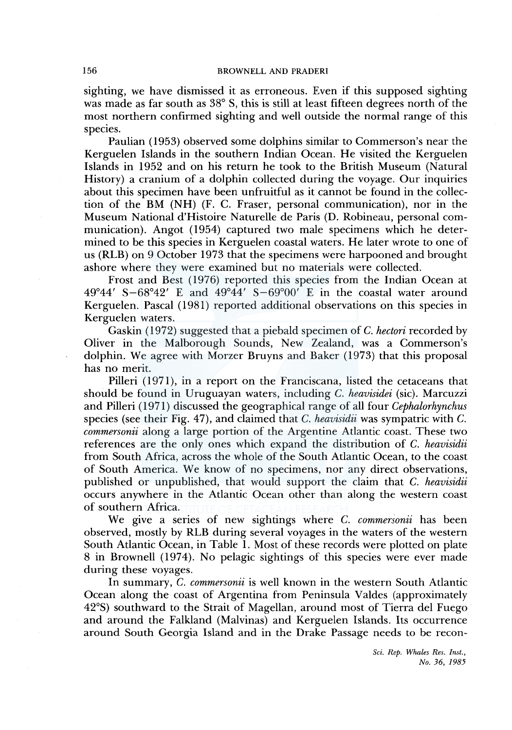sighting, we have dismissed it as erroneous. Even if this supposed sighting was made as far south as 38° S, this is still at least fifteen degrees north of the most northern confirmed sighting and well outside the normal range of this species.

Paulian (1953) observed some dolphins similar to Commerson's near the Kerguelen Islands in the southern Indian Ocean. He visited the Kerguelen Islands in 1952 and on his return he took to the British Museum (Natural History) a cranium of a dolphin collected during the voyage. Our inquiries about this specimen have been unfruitful as it cannot be found in the collection of the BM (NH) (F. C. Fraser, personal communication), nor in the Museum National d'Histoire Naturelle de Paris (D. Robineau, personal communication). Angot (1954) captured two male specimens which he determined to be this species in Kerguelen coastal waters. He later wrote to one of us (RLB) on 9 October 1973 that the specimens were harpooned and brought ashore where they were examined but no materials were collected.

Frost and Best (1976) reported this species from the Indian Ocean at 49°44′ S–68°42′ E and 49°44′ S–69°00′ E in the coastal water around Kerguelen. Pascal (1981) reported additional observations on this species in Kerguelen waters.

Gaskin (1972) suggested that a piebald specimen of *C. hectori* recorded by Oliver in the Malborough Sounds, New Zealand, was a Commerson's dolphin. We agree with Morzer Bruyns and Baker (1973) that this proposal has no merit.

Pilleri (1971), in a report on the Franciscana, listed the cetaceans that should be found in Uruguayan waters, including *C. heavisidei* (sic). Marcuzzi and Pilleri (1971) discussed the geographical range of all four *Cephalorhynchus* species (see their Fig. 47), and claimed that *C. heavisidii* was sympatric with *C. commersonii* along a large portion of the Argentine Atlantic coast. These two references are the only ones which expand the distribution of *C. heavisidii* from South Africa, across the whole of the South Atlantic Ocean, to the coast of South America. We know of no specimens, nor any direct observations, published or unpublished, that would support the claim that *C. heavisidii* occurs anywhere in the Atlantic Ocean other than along the western coast of southern Africa.

We give a series of new sightings where *C. commersonii* has been observed, mostly by RLB during several voyages in the waters of the western South Atlantic Ocean, in Table 1. Most of these records were plotted on plate 8 in Brownell (1974). No pelagic sightings of this species were ever made during these voyages.

In summary, *C. commersonii* is well known in the western South Atlantic Ocean along the coast of Argentina from Peninsula Valdes (approximately 42°S) southward to the Strait of Magellan, around most of Tierra del Fuego and around the Falkland (Malvinas) and Kerguelen Islands. Its occurrence around South Georgia Island and in the Drake Passage needs to be recon-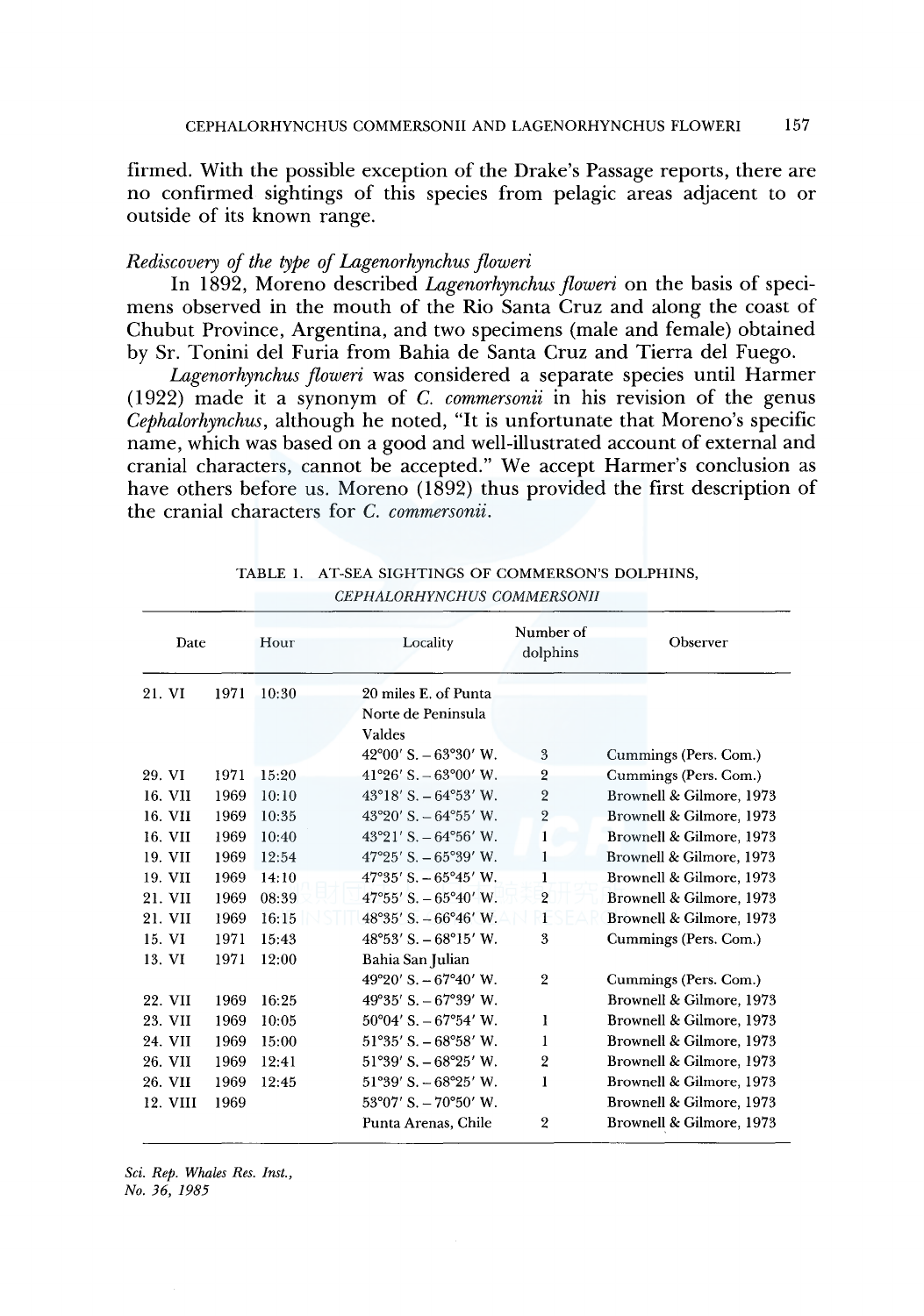firmed. With the possible exception of the Drake's Passage reports, there are no confirmed sightings of this species from pelagic areas adjacent to or outside of its known range.

*Rediscovery of the type of Lagenorhynchus floweri*

In 1892, Moreno described *Lagenorhynchus floweri* on the basis of specimens observed in the mouth of the Rio Santa Cruz and along the coast of Chubut Province, Argentina, and two specimens (male and female) obtained by Sr. Tonini del Furia from Bahia de Santa Cruz and Tierra del Fuego.

*Lagenorhynchus floweri* was considered a separate species until Harmer (1922) made it a synonym of *C. commersonii* in his revision of the genus *Cephalorhynchus*, although he noted, "It is unfortunate that Moreno's specific name, which was based on a good and well-illustrated account of external and cranial characters, cannot be accepted." We accept Harmer's conclusion as have others before us. Moreno (1892) thus provided the first description of the cranial characters for *C. commersonii*.

TABLE 1. AT-SEA SIGHTINGS OF COMMERSON'S DOLPHINS, *CEPHALORHYNCHUS COMMERSONII*

| Date | Hour | Locality | Number of dolphins | Observer |
|---|---|---|---|---|
| 21. VI 1971 | 10:30 | 20 miles E. of Punta Norte de Peninsula Valdes 42°00′ S. – 63°30′ W. | 3 | Cummings (Pers. Com.) |
| 29. VI 1971 | 15:20 | 41°26′ S. – 63°00′ W. | 2 | Cummings (Pers. Com.) |
| 16. VII 1969 | 10:10 | 43°18′ S. – 64°53′ W. | 2 | Brownell & Gilmore, 1973 |
| 16. VII 1969 | 10:35 | 43°20′ S. – 64°55′ W. | 2 | Brownell & Gilmore, 1973 |
| 16. VII 1969 | 10:40 | 43°21′ S. – 64°56′ W. | 1 | Brownell & Gilmore, 1973 |
| 19. VII 1969 | 12:54 | 47°25′ S. – 65°39′ W. | 1 | Brownell & Gilmore, 1973 |
| 19. VII 1969 | 14:10 | 47°35′ S. – 65°45′ W. | 1 | Brownell & Gilmore, 1973 |
| 21. VII 1969 | 08:39 | 47°55′ S. – 65°40′ W. | 2 | Brownell & Gilmore, 1973 |
| 21. VII 1969 | 16:15 | 48°35′ S. – 66°46′ W. | 1 | Brownell & Gilmore, 1973 |
| 15. VI 1971 | 15:43 | 48°53′ S. – 68°15′ W. | 3 | Cummings (Pers. Com.) |
| 13. VI 1971 | 12:00 | Bahia San Julian 49°20′ S. – 67°40′ W. | 2 | Cummings (Pers. Com.) |
| 22. VII 1969 | 16:25 | 49°35′ S. – 67°39′ W. | | Brownell & Gilmore, 1973 |
| 23. VII 1969 | 10:05 | 50°04′ S. – 67°54′ W. | 1 | Brownell & Gilmore, 1973 |
| 24. VII 1969 | 15:00 | 51°35′ S. – 68°58′ W. | 1 | Brownell & Gilmore, 1973 |
| 26. VII 1969 | 12:41 | 51°39′ S. – 68°25′ W. | 2 | Brownell & Gilmore, 1973 |
| 26. VII 1969 | 12:45 | 51°39′ S. – 68°25′ W. | 1 | Brownell & Gilmore, 1973 |
| 12. VIII 1969 | | 53°07′ S. – 70°50′ W. | | Brownell & Gilmore, 1973 |
| | | Punta Arenas, Chile | 2 | Brownell & Gilmore, 1973 |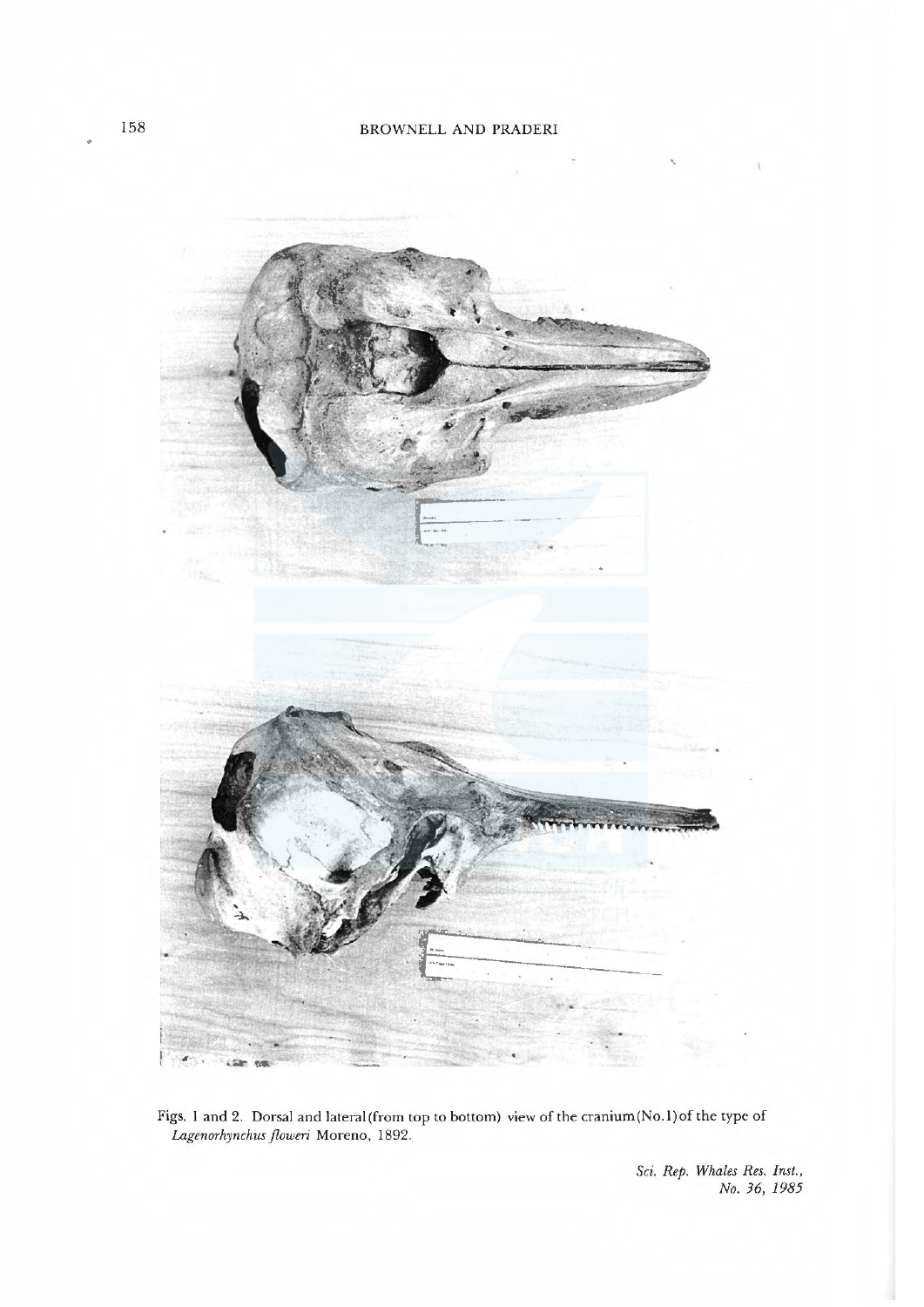Figs. 1 and 2. Dorsal and lateral (from top to bottom) view of the cranium (No. 1) of the type of *Lagenorhynchus floweri* Moreno, 1892.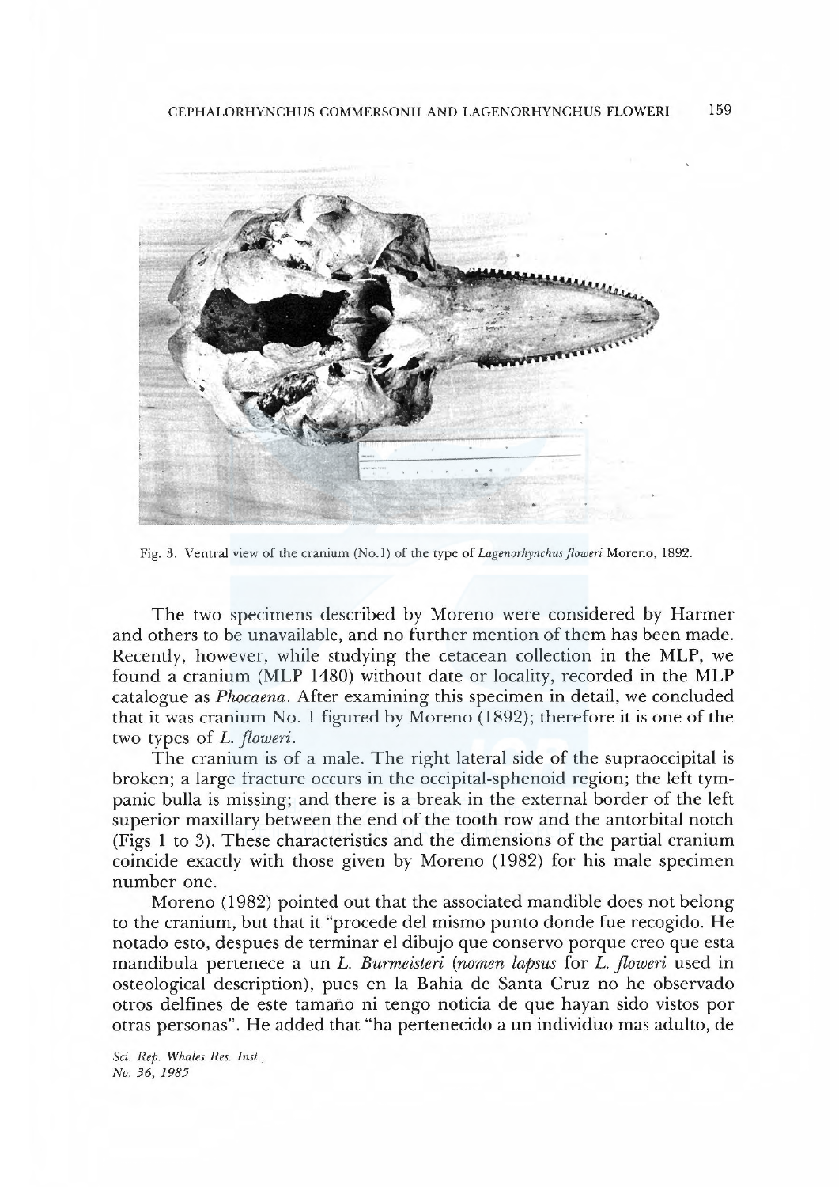Fig. 3. Ventral view of the cranium (No.1) of the type of *Lagenorhynchus floweri* Moreno, 1892.

The two specimens described by Moreno were considered by Harmer and others to be unavailable, and no further mention of them has been made. Recently, however, while studying the cetacean collection in the MLP, we found a cranium (MLP 1480) without date or locality, recorded in the MLP catalogue as *Phocaena*. After examining this specimen in detail, we concluded that it was cranium No. 1 figured by Moreno (1892); therefore it is one of the two types of *L. floweri*.

The cranium is of a male. The right lateral side of the supraoccipital is broken; a large fracture occurs in the occipital-sphenoid region; the left tympanic bulla is missing; and there is a break in the external border of the left superior maxillary between the end of the tooth row and the antorbital notch (Figs 1 to 3). These characteristics and the dimensions of the partial cranium coincide exactly with those given by Moreno (1982) for his male specimen number one.

Moreno (1982) pointed out that the associated mandible does not belong to the cranium, but that it "procede del mismo punto donde fue recogido. He notado esto, despues de terminar el dibujo que conservo porque creo que esta mandibula pertenece a un *L. Burmeisteri* (*nomen lapsus* for *L. floweri* used in osteological description), pues en la Bahia de Santa Cruz no he observado otros delfines de este tamaño ni tengo noticia de que hayan sido vistos por otras personas". He added that "ha pertenecido a un individuo mas adulto, de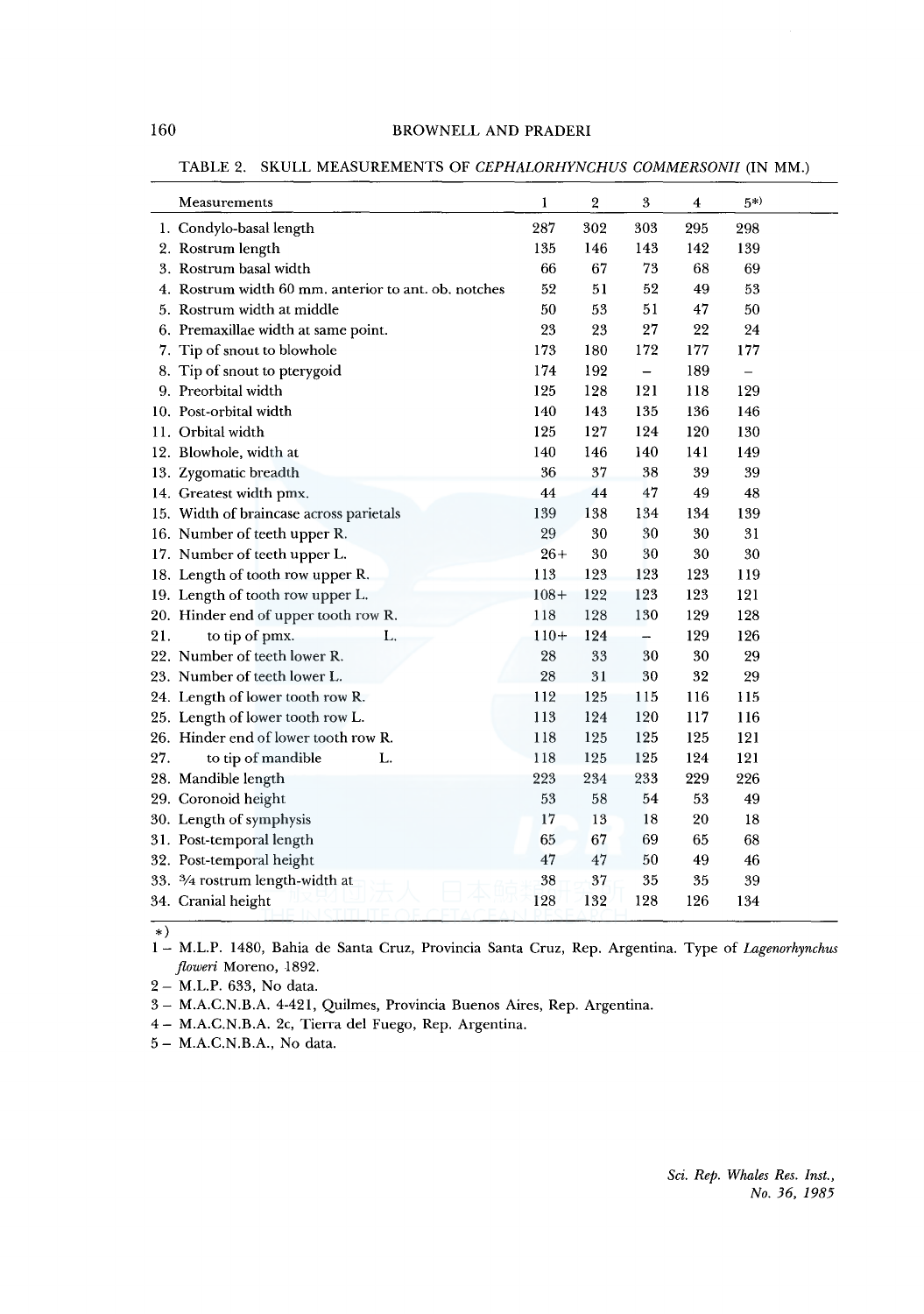TABLE 2. SKULL MEASUREMENTS OF *CEPHALORHYNCHUS COMMERSONII* (IN MM.)

| Measurements | 1 | 2 | 3 | 4 | 5*) |
|---|---|---|---|---|---|
| 1. Condylo-basal length | 287 | 302 | 303 | 295 | 298 |
| 2. Rostrum length | 135 | 146 | 143 | 142 | 139 |
| 3. Rostrum basal width | 66 | 67 | 73 | 68 | 69 |
| 4. Rostrum width 60 mm. anterior to ant. ob. notches | 52 | 51 | 52 | 49 | 53 |
| 5. Rostrum width at middle | 50 | 53 | 51 | 47 | 50 |
| 6. Premaxillae width at same point. | 23 | 23 | 27 | 22 | 24 |
| 7. Tip of snout to blowhole | 173 | 180 | 172 | 177 | 177 |
| 8. Tip of snout to pterygoid | 174 | 192 | – | 189 | – |
| 9. Preorbital width | 125 | 128 | 121 | 118 | 129 |
| 10. Post-orbital width | 140 | 143 | 135 | 136 | 146 |
| 11. Orbital width | 125 | 127 | 124 | 120 | 130 |
| 12. Blowhole, width at | 140 | 146 | 140 | 141 | 149 |
| 13. Zygomatic breadth | 36 | 37 | 38 | 39 | 39 |
| 14. Greatest width pmx. | 44 | 44 | 47 | 49 | 48 |
| 15. Width of braincase across parietals | 139 | 138 | 134 | 134 | 139 |
| 16. Number of teeth upper R. | 29 | 30 | 30 | 30 | 31 |
| 17. Number of teeth upper L. | 26+ | 30 | 30 | 30 | 30 |
| 18. Length of tooth row upper R. | 113 | 123 | 123 | 123 | 119 |
| 19. Length of tooth row upper L. | 108+ | 122 | 123 | 123 | 121 |
| 20. Hinder end of upper tooth row R. | 118 | 128 | 130 | 129 | 128 |
| 21. to tip of pmx. L. | 110+ | 124 | – | 129 | 126 |
| 22. Number of teeth lower R. | 28 | 33 | 30 | 30 | 29 |
| 23. Number of teeth lower L. | 28 | 31 | 30 | 32 | 29 |
| 24. Length of lower tooth row R. | 112 | 125 | 115 | 116 | 115 |
| 25. Length of lower tooth row L. | 113 | 124 | 120 | 117 | 116 |
| 26. Hinder end of lower tooth row R. | 118 | 125 | 125 | 125 | 121 |
| 27. to tip of mandible L. | 118 | 125 | 125 | 124 | 121 |
| 28. Mandible length | 223 | 234 | 233 | 229 | 226 |
| 29. Coronoid height | 53 | 58 | 54 | 53 | 49 |
| 30. Length of symphysis | 17 | 13 | 18 | 20 | 18 |
| 31. Post-temporal length | 65 | 67 | 69 | 65 | 68 |
| 32. Post-temporal height | 47 | 47 | 50 | 49 | 46 |
| 33. 3/4 rostrum length-width at | 38 | 37 | 35 | 35 | 39 |
| 34. Cranial height | 128 | 132 | 128 | 126 | 134 |

*)

1 – M.L.P. 1480, Bahia de Santa Cruz, Provincia Santa Cruz, Rep. Argentina. Type of *Lagenorhynchus floweri* Moreno, 1892.

2 – M.L.P. 633, No data.

3 – M.A.C.N.B.A. 4-421, Quilmes, Provincia Buenos Aires, Rep. Argentina.

4 – M.A.C.N.B.A. 2c, Tierra del Fuego, Rep. Argentina.

5 – M.A.C.N.B.A., No data.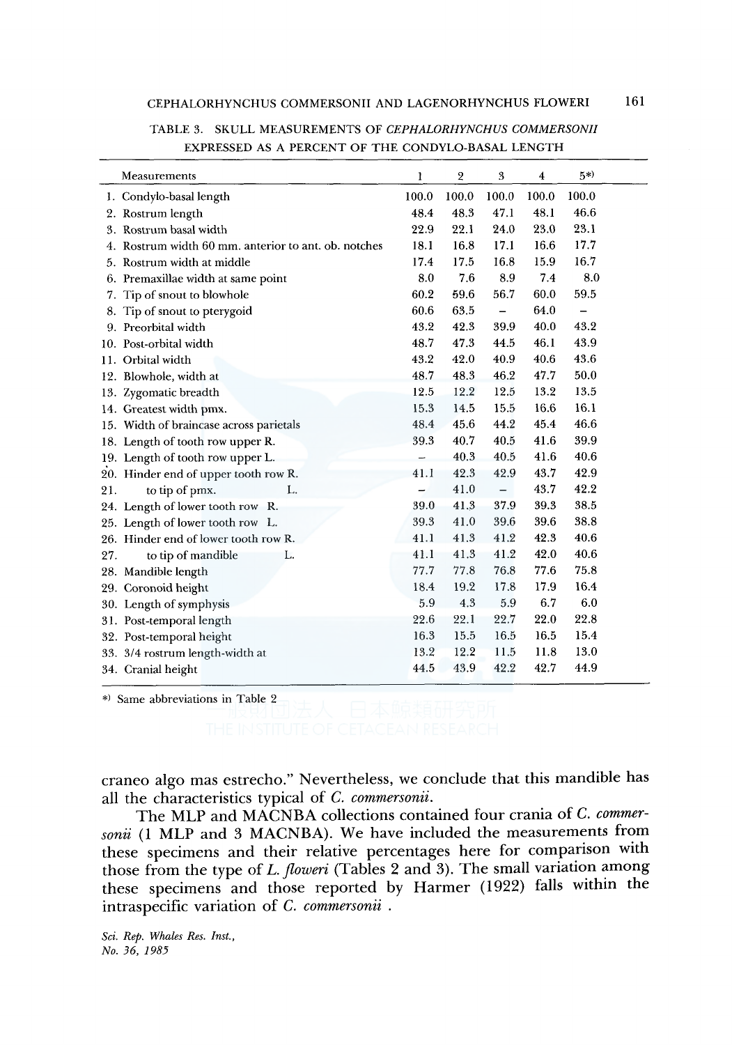TABLE 3. SKULL MEASUREMENTS OF *CEPHALORHYNCHUS COMMERSONII* EXPRESSED AS A PERCENT OF THE CONDYLO-BASAL LENGTH

| Measurements | 1 | 2 | 3 | 4 | 5*) |
|---|---|---|---|---|---|
| 1. Condylo-basal length | 100.0 | 100.0 | 100.0 | 100.0 | 100.0 |
| 2. Rostrum length | 48.4 | 48.3 | 47.1 | 48.1 | 46.6 |
| 3. Rostrum basal width | 22.9 | 22.1 | 24.0 | 23.0 | 23.1 |
| 4. Rostrum width 60 mm. anterior to ant. ob. notches | 18.1 | 16.8 | 17.1 | 16.6 | 17.7 |
| 5. Rostrum width at middle | 17.4 | 17.5 | 16.8 | 15.9 | 16.7 |
| 6. Premaxillae width at same point | 8.0 | 7.6 | 8.9 | 7.4 | 8.0 |
| 7. Tip of snout to blowhole | 60.2 | 59.6 | 56.7 | 60.0 | 59.5 |
| 8. Tip of snout to pterygoid | 60.6 | 63.5 | – | 64.0 | – |
| 9. Preorbital width | 43.2 | 42.3 | 39.9 | 40.0 | 43.2 |
| 10. Post-orbital width | 48.7 | 47.3 | 44.5 | 46.1 | 43.9 |
| 11. Orbital width | 43.2 | 42.0 | 40.9 | 40.6 | 43.6 |
| 12. Blowhole, width at | 48.7 | 48.3 | 46.2 | 47.7 | 50.0 |
| 13. Zygomatic breadth | 12.5 | 12.2 | 12.5 | 13.2 | 13.5 |
| 14. Greatest width pmx. | 15.3 | 14.5 | 15.5 | 16.6 | 16.1 |
| 15. Width of braincase across parietals | 48.4 | 45.6 | 44.2 | 45.4 | 46.6 |
| 18. Length of tooth row upper R. | 39.3 | 40.7 | 40.5 | 41.6 | 39.9 |
| 19. Length of tooth row upper L. | – | 40.3 | 40.5 | 41.6 | 40.6 |
| 20. Hinder end of upper tooth row R. | 41.1 | 42.3 | 42.9 | 43.7 | 42.9 |
| 21. to tip of pmx. L. | – | 41.0 | – | 43.7 | 42.2 |
| 24. Length of lower tooth row R. | 39.0 | 41.3 | 37.9 | 39.3 | 38.5 |
| 25. Length of lower tooth row L. | 39.3 | 41.0 | 39.6 | 39.6 | 38.8 |
| 26. Hinder end of lower tooth row R. | 41.1 | 41.3 | 41.2 | 42.3 | 40.6 |
| 27. to tip of mandible L. | 41.1 | 41.3 | 41.2 | 42.0 | 40.6 |
| 28. Mandible length | 77.7 | 77.8 | 76.8 | 77.6 | 75.8 |
| 29. Coronoid height | 18.4 | 19.2 | 17.8 | 17.9 | 16.4 |
| 30. Length of symphysis | 5.9 | 4.3 | 5.9 | 6.7 | 6.0 |
| 31. Post-temporal length | 22.6 | 22.1 | 22.7 | 22.0 | 22.8 |
| 32. Post-temporal height | 16.3 | 15.5 | 16.5 | 16.5 | 15.4 |
| 33. 3/4 rostrum length-width at | 13.2 | 12.2 | 11.5 | 11.8 | 13.0 |
| 34. Cranial height | 44.5 | 43.9 | 42.2 | 42.7 | 44.9 |

*) Same abbreviations in Table 2

craneo algo mas estrecho." Nevertheless, we conclude that this mandible has all the characteristics typical of *C. commersonii*.

The MLP and MACNBA collections contained four crania of *C. commersonii* (1 MLP and 3 MACNBA). We have included the measurements from these specimens and their relative percentages here for comparison with those from the type of *L. floweri* (Tables 2 and 3). The small variation among these specimens and those reported by Harmer (1922) falls within the intraspecific variation of *C. commersonii* .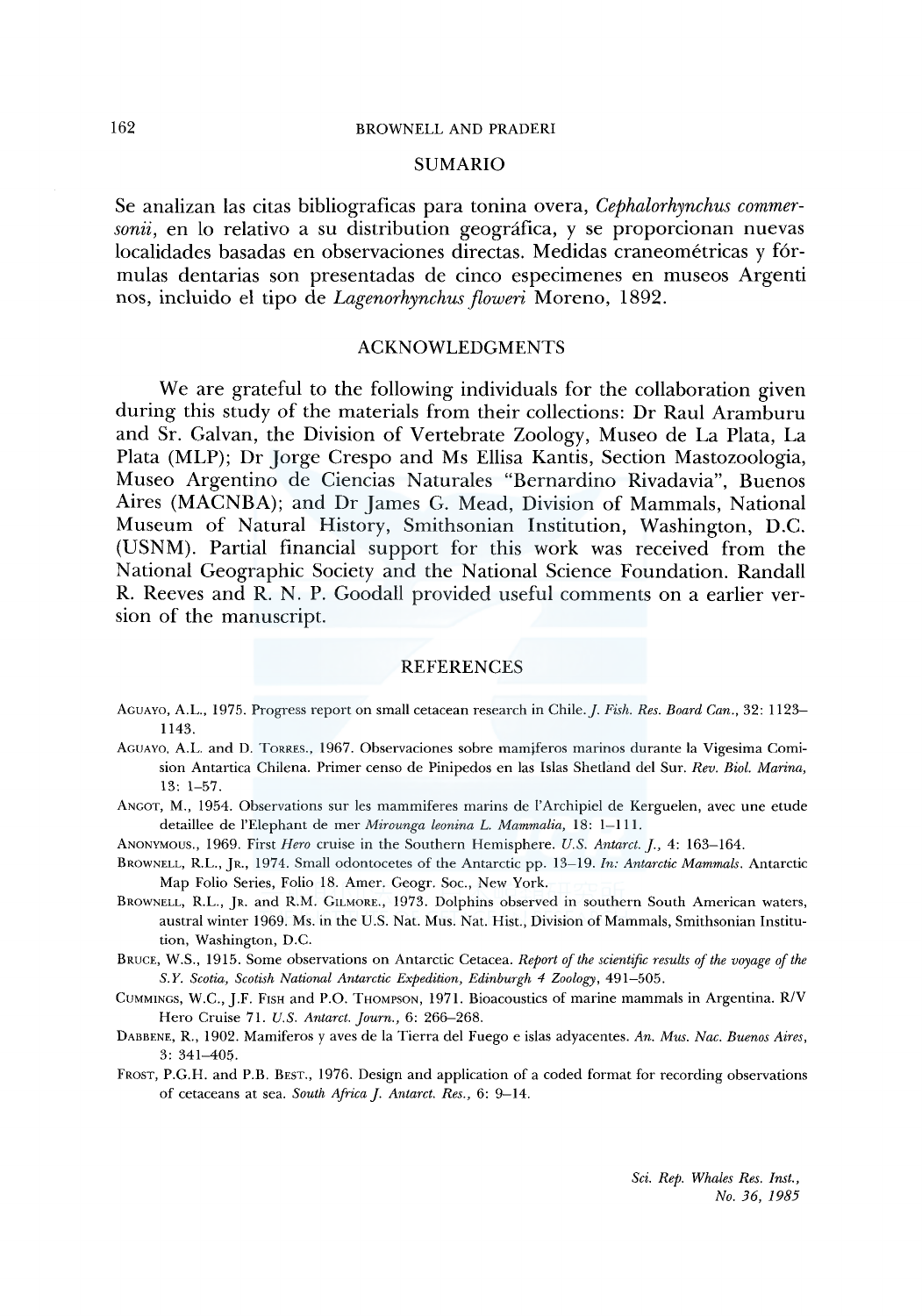## SUMARIO

Se analizan las citas bibliograficas para tonina overa, *Cephalorhynchus commersonii*, en lo relativo a su distribution geográfica, y se proporcionan nuevas localidades basadas en observaciones directas. Medidas craneométricas y fórmulas dentarias son presentadas de cinco specimenes en museos Argenti nos, incluido el tipo de *Lagenorhynchus floweri* Moreno, 1892.

## ACKNOWLEDGMENTS

We are grateful to the following individuals for the collaboration given during this study of the materials from their collections: Dr Raul Aramburu and Sr. Galvan, the Division of Vertebrate Zoology, Museo de La Plata, La Plata (MLP); Dr Jorge Crespo and Ms Ellisa Kantis, Section Mastozoologia, Museo Argentino de Ciencias Naturales "Bernardino Rivadavia", Buenos Aires (MACNBA); and Dr James G. Mead, Division of Mammals, National Museum of Natural History, Smithsonian Institution, Washington, D.C. (USNM). Partial financial support for this work was received from the National Geographic Society and the National Science Foundation. Randall R. Reeves and R. N. P. Goodall provided useful comments on a earlier version of the manuscript.

## REFERENCES

AGUAYO, A.L., 1975. Progress report on small cetacean research in Chile. *J. Fish. Res. Board Can.*, 32: 1123–1143.

AGUAYO, A.L. and D. TORRES., 1967. Observaciones sobre mamiferos marinos durante la Vigesima Comision Antartica Chilena. Primer censo de Pinipedos en las Islas Shetland del Sur. *Rev. Biol. Marina*, 13: 1–57.

ANGOT, M., 1954. Observations sur les mammiferes marins de l'Archipiel de Kerguelen, avec une etude detaillee de l'Elephant de mer *Mirounga leonina L. Mammalia*, 18: 1–111.

ANONYMOUS., 1969. First *Hero* cruise in the Southern Hemisphere. *U.S. Antarct. J.*, 4: 163–164.

BROWNELL, R.L., JR., 1974. Small odontocetes of the Antarctic pp. 13–19. *In: Antarctic Mammals*. Antarctic Map Folio Series, Folio 18. Amer. Geogr. Soc., New York.

BROWNELL, R.L., JR. and R.M. GILMORE., 1973. Dolphins observed in southern South American waters, austral winter 1969. Ms. in the U.S. Nat. Mus. Nat. Hist., Division of Mammals, Smithsonian Institution, Washington, D.C.

BRUCE, W.S., 1915. Some observations on Antarctic Cetacea. *Report of the scientific results of the voyage of the S.Y. Scotia, Scotish National Antarctic Expedition, Edinburgh 4 Zoology*, 491–505.

CUMMINGS, W.C., J.F. FISH and P.O. THOMPSON, 1971. Bioacoustics of marine mammals in Argentina. R/V Hero Cruise 71. *U.S. Antarct. Journ.*, 6: 266–268.

DABBENE, R., 1902. Mamiferos y aves de la Tierra del Fuego e islas adyacentes. *An. Mus. Nac. Buenos Aires*, 3: 341–405.

FROST, P.G.H. and P.B. BEST., 1976. Design and application of a coded format for recording observations of cetaceans at sea. *South Africa J. Antarct. Res.*, 6: 9–14.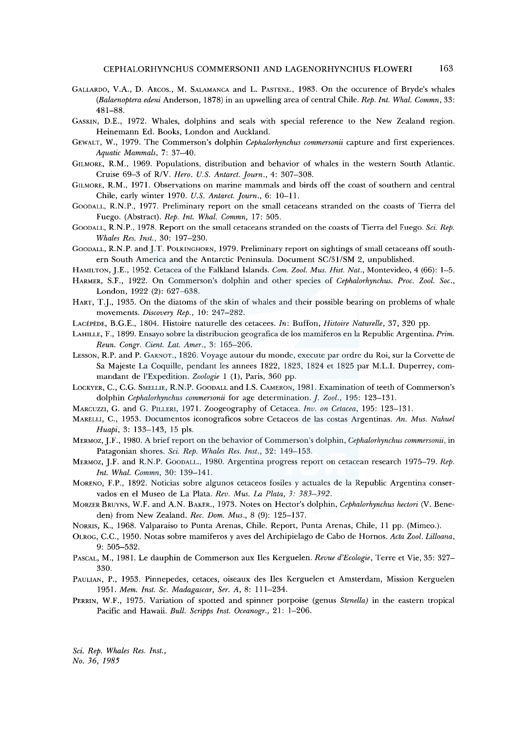GALLARDO, V.A., D. ARCOS., M. SALAMANCA and L. PASTENE., 1983. On the occurence of Bryde's whales (*Balaenoptera edeni* Anderson, 1878) in an upwelling area of central Chile. *Rep. Int. Whal. Commn*, 33: 481–88.

GASKIN, D.E., 1972. Whales, dolphins and seals with special reference to the New Zealand region. Heinemann Ed. Books, London and Auckland.

GEWALT, W., 1979. The Commerson's dolphin *Cephalorhynchus commersonii* capture and first experiences. *Aquatic Mammals*, 7: 37–40.

GILMORE, R.M., 1969. Populations, distribution and behavior of whales in the western South Atlantic. Cruise 69–3 of R/V. *Hero. U.S. Antarct. Journ.*, 4: 307–308.

GILMORE, R.M., 1971. Observations on marine mammals and birds off the coast of southern and central Chile, early winter 1970. *U.S. Antarct. Journ.*, 6: 10–11.

GOODALL, R.N.P., 1977. Preliminary report on the small cetaceans stranded on the coasts of Tierra del Fuego. (Abstract). *Rep. Int. Whal. Commn*, 17: 505.

GOODALL, R.N.P., 1978. Report on the small cetaceans stranded on the coasts of Tierra del Fuego. *Sci. Rep. Whales Res. Inst.*, 30: 197–230.

GOODALL, R.N.P. and J.T. POLKINGHORN, 1979. Preliminary report on sightings of small cetaceans off southern South America and the Antarctic Peninsula. Document SC/31/SM 2, unpublished.

HAMILTON, J.E., 1952. Cetacea of the Falkland Islands. *Com. Zool. Mus. Hist. Nat.*, Montevideo, 4 (66): 1–5.

HARMER, S.F., 1922. On Commerson's dolphin and other species of *Cephalorhynchus*. *Proc. Zool. Soc.*, London, 1922 (2): 627–638.

HART, T.J., 1935. On the diatoms of the skin of whales and their possible bearing on problems of whale movements. *Discovery Rep.*, 10: 247–282.

LACÉPÈDE, B.G.E., 1804. Histoire naturelle des cetacees. *In*: Buffon, *Histoire Naturelle*, 37, 320 pp.

LAHILLE, F., 1899. Ensayo sobre la distribucion geografica de los mamiferos en la Republic Argentina. *Prim. Reun. Congr. Cient. Lat. Amer.*, 3: 165–206.

LESSON, R.P. and P. GARNOT., 1826. Voyage autour du monde, execute par ordre du Roi, sur la Corvette de Sa Majeste La Coquille, pendant les annees 1822, 1823, 1824 et 1825 par M.L.I. Duperrey, commandant de l'Expedition. *Zoologie* 1 (1), Paris, 360 pp.

LOCKYER, C., C.G. SMELLIE, R.N.P. GOODALL and I.S. CAMERON, 1981. Examination of teeth of Commerson's dolphin *Cephalorhynchus commersonii* for age determination. *J. Zool.*, 195: 123–131.

MARCUZZI, G. and G. PILLERI, 1971. Zoogeography of Cetacea. *Inv. on Cetacea*, 195: 123–131.

MARELLI, C., 1953. Documentos iconograficos sobre Cetaceos de las costas Argentinas. *An. Mus. Nahuel Huapi*, 3: 133–143, 15 pls.

MERMOZ, J.F., 1980. A brief report on the behavior of Commerson's dolphin, *Cephalorhynchus commersonii*, in Patagonian shores. *Sci. Rep. Whales Res. Inst.*, 32: 149–153.

MERMOZ, J.F. and R.N.P. GOODALL., 1980. Argentina progress report on cetacean research 1975–79. *Rep. Int. Whal. Commn*, 30: 139–141.

MORENO, F.P., 1892. Noticias sobre algunos cetaceos fosiles y actuales de la Republic Argentina conservados en el Museo de La Plata. *Rev. Mus. La Plata, 3: 383–392.*

MORZER BRUYNS, W.F. and A.N. BAKER., 1973. Notes on Hector's dolphin, *Cephalorhynchus hectori* (V. Beneden) from New Zealand. *Rec. Dom. Mus.*, 8 (9): 125–137.

NORRIS, K., 1968. Valparaiso to Punta Arenas, Chile. Report, Punta Arenas, Chile, 11 pp. (Mimeo.).

OLROG, C.C., 1950. Notas sobre mamiferos y aves del Archipielago de Cabo de Hornos. *Acta Zool. Lilloana*, 9: 505–532.

PASCAL, M., 1981. Le dauphin de Commerson aux Iles Kerguelen. *Revue d'Ecologie*, Terre et Vie, 35: 327–330.

PAULIAN, P., 1953. Pinnepedes, cetaces, oiseaux des Iles Kerguelen et Amsterdam, Mission Kerguelen 1951. *Mem. Inst. Sc. Madagascar, Ser. A*, 8: 111–234.

PERRIN, W.F., 1975. Variation of spotted and spinner porpoise (genus *Stenella*) in the eastern tropical Pacific and Hawaii. *Bull. Scripps Inst. Oceanogr.*, 21: 1–206.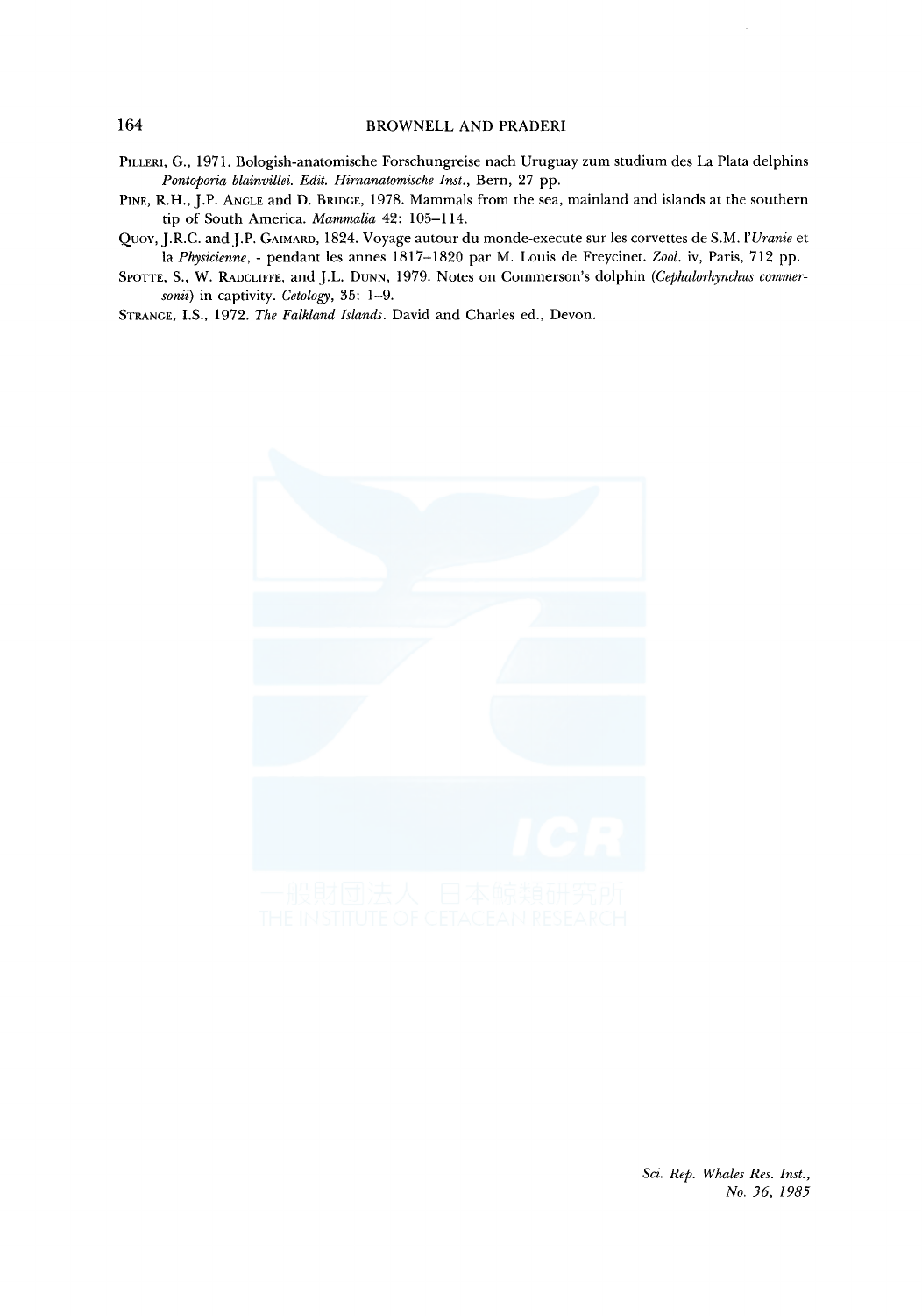Pilleri, G., 1971. Bologish-anatomische Forschungreise nach Uruguay zum studium des La Plata delphins *Pontoporia blainvillei*. *Edit. Hirnanatomische Inst.*, Bern, 27 pp.

Pine, R.H., J.P. Angle and D. Bridge, 1978. Mammals from the sea, mainland and islands at the southern tip of South America. *Mammalia* 42: 105–114.

Quoy, J.R.C. and J.P. Gaimard, 1824. Voyage autour du monde-execute sur les corvettes de S.M. l'*Uranie* et la *Physicienne*, - pendant les annes 1817–1820 par M. Louis de Freycinet. *Zool.* iv, Paris, 712 pp.

Spotte, S., W. Radcliffe, and J.L. Dunn, 1979. Notes on Commerson's dolphin (*Cephalorhynchus commersonii*) in captivity. *Cetology*, 35: 1–9.

Strange, I.S., 1972. *The Falkland Islands*. David and Charles ed., Devon.